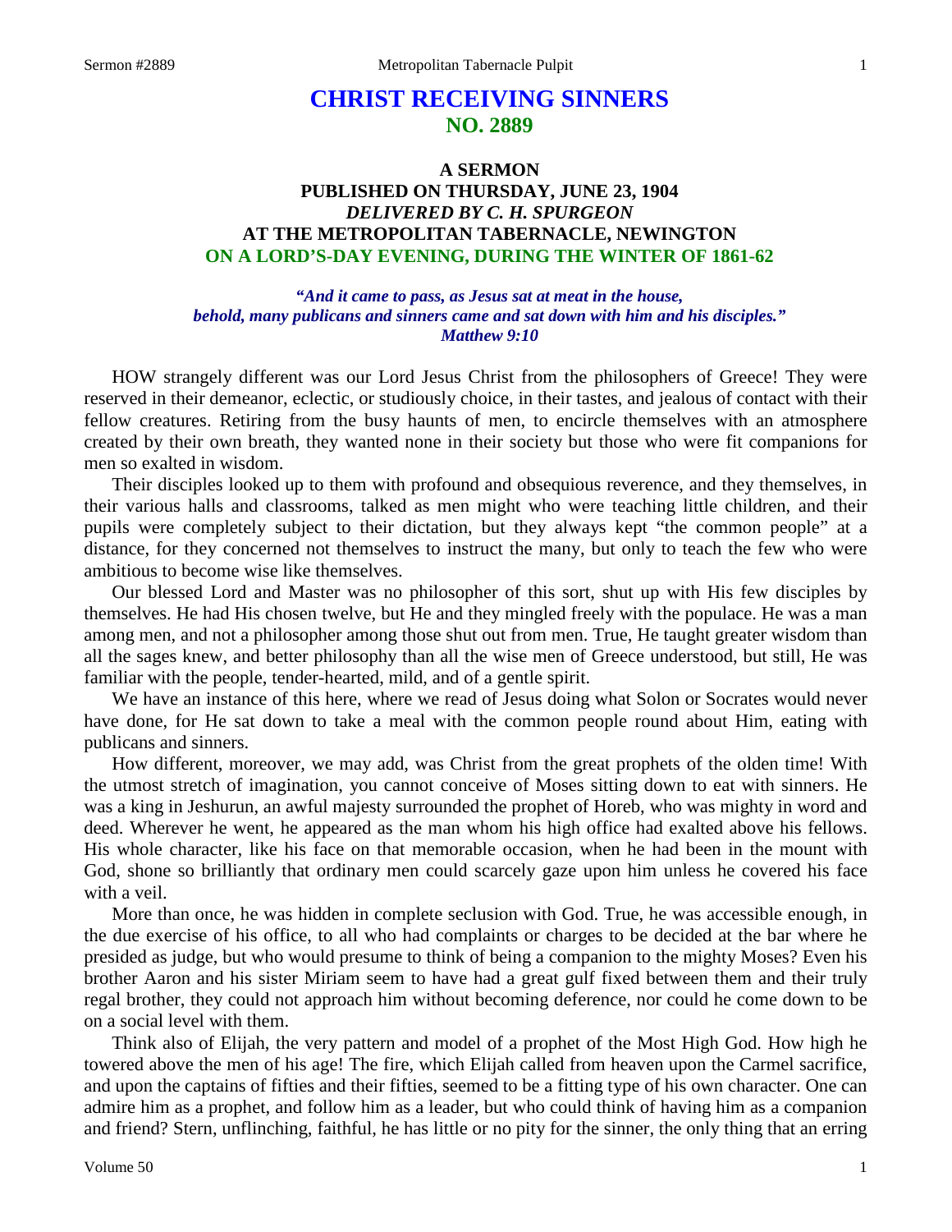# CHRIST RECEIVING SINNERS
## NO. 2889

### A SERMON
### PUBLISHED ON THURSDAY, JUNE 23, 1904
### *DELIVERED BY C. H. SPURGEON*
### AT THE METROPOLITAN TABERNACLE, NEWINGTON
### ON A LORD'S-DAY EVENING, DURING THE WINTER OF 1861-62

*"And it came to pass, as Jesus sat at meat in the house, behold, many publicans and sinners came and sat down with him and his disciples." Matthew 9:10*

HOW strangely different was our Lord Jesus Christ from the philosophers of Greece! They were reserved in their demeanor, eclectic, or studiously choice, in their tastes, and jealous of contact with their fellow creatures. Retiring from the busy haunts of men, to encircle themselves with an atmosphere created by their own breath, they wanted none in their society but those who were fit companions for men so exalted in wisdom.

Their disciples looked up to them with profound and obsequious reverence, and they themselves, in their various halls and classrooms, talked as men might who were teaching little children, and their pupils were completely subject to their dictation, but they always kept "the common people" at a distance, for they concerned not themselves to instruct the many, but only to teach the few who were ambitious to become wise like themselves.

Our blessed Lord and Master was no philosopher of this sort, shut up with His few disciples by themselves. He had His chosen twelve, but He and they mingled freely with the populace. He was a man among men, and not a philosopher among those shut out from men. True, He taught greater wisdom than all the sages knew, and better philosophy than all the wise men of Greece understood, but still, He was familiar with the people, tender-hearted, mild, and of a gentle spirit.

We have an instance of this here, where we read of Jesus doing what Solon or Socrates would never have done, for He sat down to take a meal with the common people round about Him, eating with publicans and sinners.

How different, moreover, we may add, was Christ from the great prophets of the olden time! With the utmost stretch of imagination, you cannot conceive of Moses sitting down to eat with sinners. He was a king in Jeshurun, an awful majesty surrounded the prophet of Horeb, who was mighty in word and deed. Wherever he went, he appeared as the man whom his high office had exalted above his fellows. His whole character, like his face on that memorable occasion, when he had been in the mount with God, shone so brilliantly that ordinary men could scarcely gaze upon him unless he covered his face with a veil.

More than once, he was hidden in complete seclusion with God. True, he was accessible enough, in the due exercise of his office, to all who had complaints or charges to be decided at the bar where he presided as judge, but who would presume to think of being a companion to the mighty Moses? Even his brother Aaron and his sister Miriam seem to have had a great gulf fixed between them and their truly regal brother, they could not approach him without becoming deference, nor could he come down to be on a social level with them.

Think also of Elijah, the very pattern and model of a prophet of the Most High God. How high he towered above the men of his age! The fire, which Elijah called from heaven upon the Carmel sacrifice, and upon the captains of fifties and their fifties, seemed to be a fitting type of his own character. One can admire him as a prophet, and follow him as a leader, but who could think of having him as a companion and friend? Stern, unflinching, faithful, he has little or no pity for the sinner, the only thing that an erring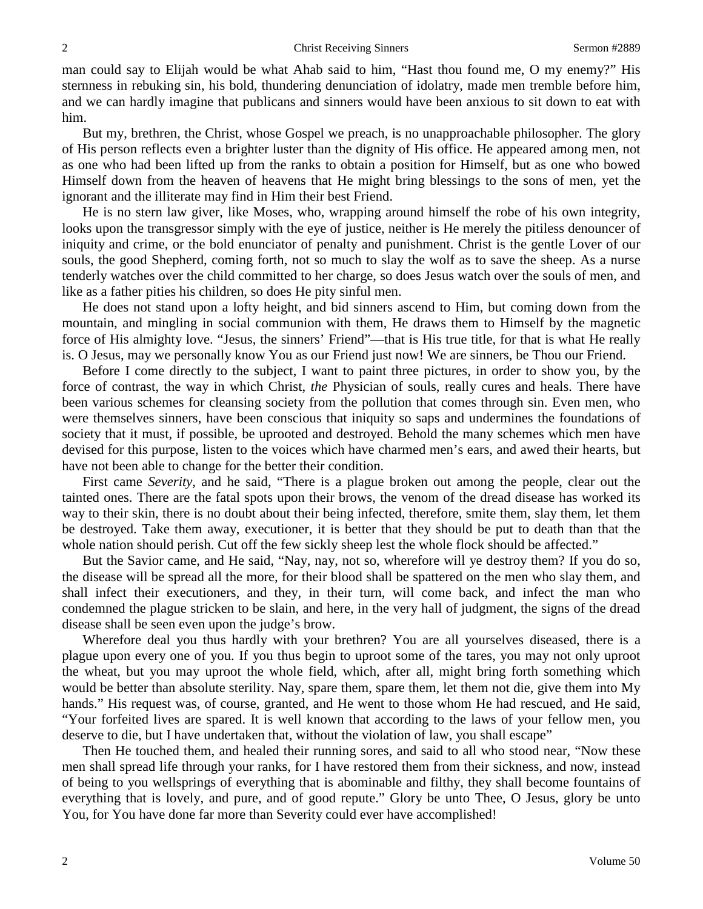man could say to Elijah would be what Ahab said to him, "Hast thou found me, O my enemy?" His sternness in rebuking sin, his bold, thundering denunciation of idolatry, made men tremble before him, and we can hardly imagine that publicans and sinners would have been anxious to sit down to eat with him.

But my, brethren, the Christ, whose Gospel we preach, is no unapproachable philosopher. The glory of His person reflects even a brighter luster than the dignity of His office. He appeared among men, not as one who had been lifted up from the ranks to obtain a position for Himself, but as one who bowed Himself down from the heaven of heavens that He might bring blessings to the sons of men, yet the ignorant and the illiterate may find in Him their best Friend.

He is no stern law giver, like Moses, who, wrapping around himself the robe of his own integrity, looks upon the transgressor simply with the eye of justice, neither is He merely the pitiless denouncer of iniquity and crime, or the bold enunciator of penalty and punishment. Christ is the gentle Lover of our souls, the good Shepherd, coming forth, not so much to slay the wolf as to save the sheep. As a nurse tenderly watches over the child committed to her charge, so does Jesus watch over the souls of men, and like as a father pities his children, so does He pity sinful men.

He does not stand upon a lofty height, and bid sinners ascend to Him, but coming down from the mountain, and mingling in social communion with them, He draws them to Himself by the magnetic force of His almighty love. "Jesus, the sinners' Friend"—that is His true title, for that is what He really is. O Jesus, may we personally know You as our Friend just now! We are sinners, be Thou our Friend.

Before I come directly to the subject, I want to paint three pictures, in order to show you, by the force of contrast, the way in which Christ, *the* Physician of souls, really cures and heals. There have been various schemes for cleansing society from the pollution that comes through sin. Even men, who were themselves sinners, have been conscious that iniquity so saps and undermines the foundations of society that it must, if possible, be uprooted and destroyed. Behold the many schemes which men have devised for this purpose, listen to the voices which have charmed men's ears, and awed their hearts, but have not been able to change for the better their condition.

First came *Severity,* and he said, "There is a plague broken out among the people, clear out the tainted ones. There are the fatal spots upon their brows, the venom of the dread disease has worked its way to their skin, there is no doubt about their being infected, therefore, smite them, slay them, let them be destroyed. Take them away, executioner, it is better that they should be put to death than that the whole nation should perish. Cut off the few sickly sheep lest the whole flock should be affected."

But the Savior came, and He said, "Nay, nay, not so, wherefore will ye destroy them? If you do so, the disease will be spread all the more, for their blood shall be spattered on the men who slay them, and shall infect their executioners, and they, in their turn, will come back, and infect the man who condemned the plague stricken to be slain, and here, in the very hall of judgment, the signs of the dread disease shall be seen even upon the judge's brow.

Wherefore deal you thus hardly with your brethren? You are all yourselves diseased, there is a plague upon every one of you. If you thus begin to uproot some of the tares, you may not only uproot the wheat, but you may uproot the whole field, which, after all, might bring forth something which would be better than absolute sterility. Nay, spare them, spare them, let them not die, give them into My hands." His request was, of course, granted, and He went to those whom He had rescued, and He said, "Your forfeited lives are spared. It is well known that according to the laws of your fellow men, you deserve to die, but I have undertaken that, without the violation of law, you shall escape"

Then He touched them, and healed their running sores, and said to all who stood near, "Now these men shall spread life through your ranks, for I have restored them from their sickness, and now, instead of being to you wellsprings of everything that is abominable and filthy, they shall become fountains of everything that is lovely, and pure, and of good repute." Glory be unto Thee, O Jesus, glory be unto You, for You have done far more than Severity could ever have accomplished!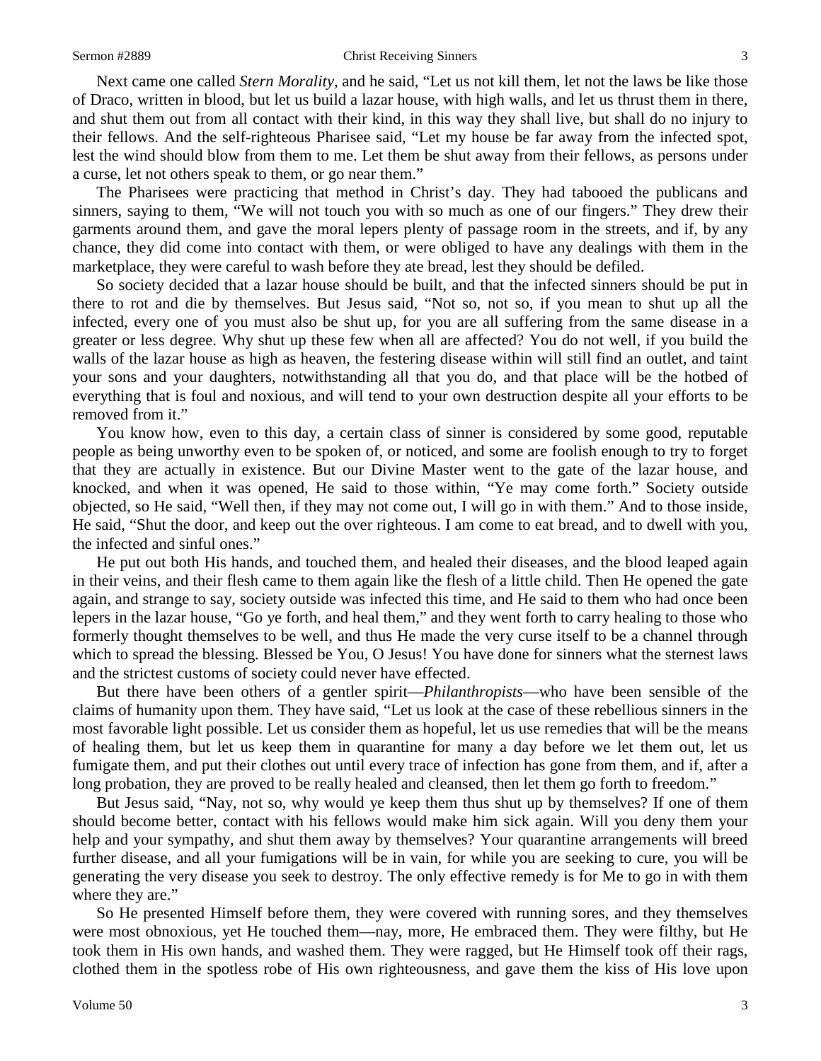Next came one called *Stern Morality*, and he said, "Let us not kill them, let not the laws be like those of Draco, written in blood, but let us build a lazar house, with high walls, and let us thrust them in there, and shut them out from all contact with their kind, in this way they shall live, but shall do no injury to their fellows. And the self-righteous Pharisee said, "Let my house be far away from the infected spot, lest the wind should blow from them to me. Let them be shut away from their fellows, as persons under a curse, let not others speak to them, or go near them."

The Pharisees were practicing that method in Christ's day. They had tabooed the publicans and sinners, saying to them, "We will not touch you with so much as one of our fingers." They drew their garments around them, and gave the moral lepers plenty of passage room in the streets, and if, by any chance, they did come into contact with them, or were obliged to have any dealings with them in the marketplace, they were careful to wash before they ate bread, lest they should be defiled.

So society decided that a lazar house should be built, and that the infected sinners should be put in there to rot and die by themselves. But Jesus said, "Not so, not so, if you mean to shut up all the infected, every one of you must also be shut up, for you are all suffering from the same disease in a greater or less degree. Why shut up these few when all are affected? You do not well, if you build the walls of the lazar house as high as heaven, the festering disease within will still find an outlet, and taint your sons and your daughters, notwithstanding all that you do, and that place will be the hotbed of everything that is foul and noxious, and will tend to your own destruction despite all your efforts to be removed from it."

You know how, even to this day, a certain class of sinner is considered by some good, reputable people as being unworthy even to be spoken of, or noticed, and some are foolish enough to try to forget that they are actually in existence. But our Divine Master went to the gate of the lazar house, and knocked, and when it was opened, He said to those within, "Ye may come forth." Society outside objected, so He said, "Well then, if they may not come out, I will go in with them." And to those inside, He said, "Shut the door, and keep out the over righteous. I am come to eat bread, and to dwell with you, the infected and sinful ones."

He put out both His hands, and touched them, and healed their diseases, and the blood leaped again in their veins, and their flesh came to them again like the flesh of a little child. Then He opened the gate again, and strange to say, society outside was infected this time, and He said to them who had once been lepers in the lazar house, "Go ye forth, and heal them," and they went forth to carry healing to those who formerly thought themselves to be well, and thus He made the very curse itself to be a channel through which to spread the blessing. Blessed be You, O Jesus! You have done for sinners what the sternest laws and the strictest customs of society could never have effected.

But there have been others of a gentler spirit—*Philanthropists*—who have been sensible of the claims of humanity upon them. They have said, "Let us look at the case of these rebellious sinners in the most favorable light possible. Let us consider them as hopeful, let us use remedies that will be the means of healing them, but let us keep them in quarantine for many a day before we let them out, let us fumigate them, and put their clothes out until every trace of infection has gone from them, and if, after a long probation, they are proved to be really healed and cleansed, then let them go forth to freedom."

But Jesus said, "Nay, not so, why would ye keep them thus shut up by themselves? If one of them should become better, contact with his fellows would make him sick again. Will you deny them your help and your sympathy, and shut them away by themselves? Your quarantine arrangements will breed further disease, and all your fumigations will be in vain, for while you are seeking to cure, you will be generating the very disease you seek to destroy. The only effective remedy is for Me to go in with them where they are."

So He presented Himself before them, they were covered with running sores, and they themselves were most obnoxious, yet He touched them—nay, more, He embraced them. They were filthy, but He took them in His own hands, and washed them. They were ragged, but He Himself took off their rags, clothed them in the spotless robe of His own righteousness, and gave them the kiss of His love upon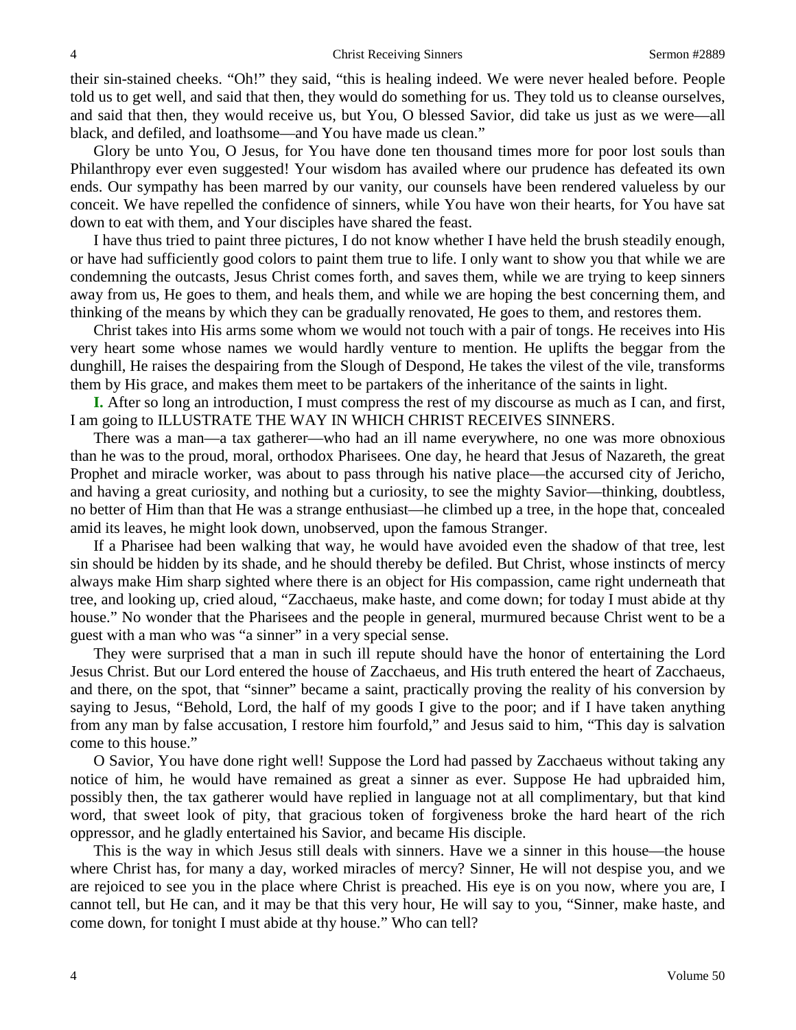their sin-stained cheeks. "Oh!" they said, "this is healing indeed. We were never healed before. People told us to get well, and said that then, they would do something for us. They told us to cleanse ourselves, and said that then, they would receive us, but You, O blessed Savior, did take us just as we were—all black, and defiled, and loathsome—and You have made us clean."

Glory be unto You, O Jesus, for You have done ten thousand times more for poor lost souls than Philanthropy ever even suggested! Your wisdom has availed where our prudence has defeated its own ends. Our sympathy has been marred by our vanity, our counsels have been rendered valueless by our conceit. We have repelled the confidence of sinners, while You have won their hearts, for You have sat down to eat with them, and Your disciples have shared the feast.

I have thus tried to paint three pictures, I do not know whether I have held the brush steadily enough, or have had sufficiently good colors to paint them true to life. I only want to show you that while we are condemning the outcasts, Jesus Christ comes forth, and saves them, while we are trying to keep sinners away from us, He goes to them, and heals them, and while we are hoping the best concerning them, and thinking of the means by which they can be gradually renovated, He goes to them, and restores them.

Christ takes into His arms some whom we would not touch with a pair of tongs. He receives into His very heart some whose names we would hardly venture to mention. He uplifts the beggar from the dunghill, He raises the despairing from the Slough of Despond, He takes the vilest of the vile, transforms them by His grace, and makes them meet to be partakers of the inheritance of the saints in light.

**I.** After so long an introduction, I must compress the rest of my discourse as much as I can, and first, I am going to ILLUSTRATE THE WAY IN WHICH CHRIST RECEIVES SINNERS.

There was a man—a tax gatherer—who had an ill name everywhere, no one was more obnoxious than he was to the proud, moral, orthodox Pharisees. One day, he heard that Jesus of Nazareth, the great Prophet and miracle worker, was about to pass through his native place—the accursed city of Jericho, and having a great curiosity, and nothing but a curiosity, to see the mighty Savior—thinking, doubtless, no better of Him than that He was a strange enthusiast—he climbed up a tree, in the hope that, concealed amid its leaves, he might look down, unobserved, upon the famous Stranger.

If a Pharisee had been walking that way, he would have avoided even the shadow of that tree, lest sin should be hidden by its shade, and he should thereby be defiled. But Christ, whose instincts of mercy always make Him sharp sighted where there is an object for His compassion, came right underneath that tree, and looking up, cried aloud, "Zacchaeus, make haste, and come down; for today I must abide at thy house." No wonder that the Pharisees and the people in general, murmured because Christ went to be a guest with a man who was "a sinner" in a very special sense.

They were surprised that a man in such ill repute should have the honor of entertaining the Lord Jesus Christ. But our Lord entered the house of Zacchaeus, and His truth entered the heart of Zacchaeus, and there, on the spot, that "sinner" became a saint, practically proving the reality of his conversion by saying to Jesus, "Behold, Lord, the half of my goods I give to the poor; and if I have taken anything from any man by false accusation, I restore him fourfold," and Jesus said to him, "This day is salvation come to this house."

O Savior, You have done right well! Suppose the Lord had passed by Zacchaeus without taking any notice of him, he would have remained as great a sinner as ever. Suppose He had upbraided him, possibly then, the tax gatherer would have replied in language not at all complimentary, but that kind word, that sweet look of pity, that gracious token of forgiveness broke the hard heart of the rich oppressor, and he gladly entertained his Savior, and became His disciple.

This is the way in which Jesus still deals with sinners. Have we a sinner in this house—the house where Christ has, for many a day, worked miracles of mercy? Sinner, He will not despise you, and we are rejoiced to see you in the place where Christ is preached. His eye is on you now, where you are, I cannot tell, but He can, and it may be that this very hour, He will say to you, "Sinner, make haste, and come down, for tonight I must abide at thy house." Who can tell?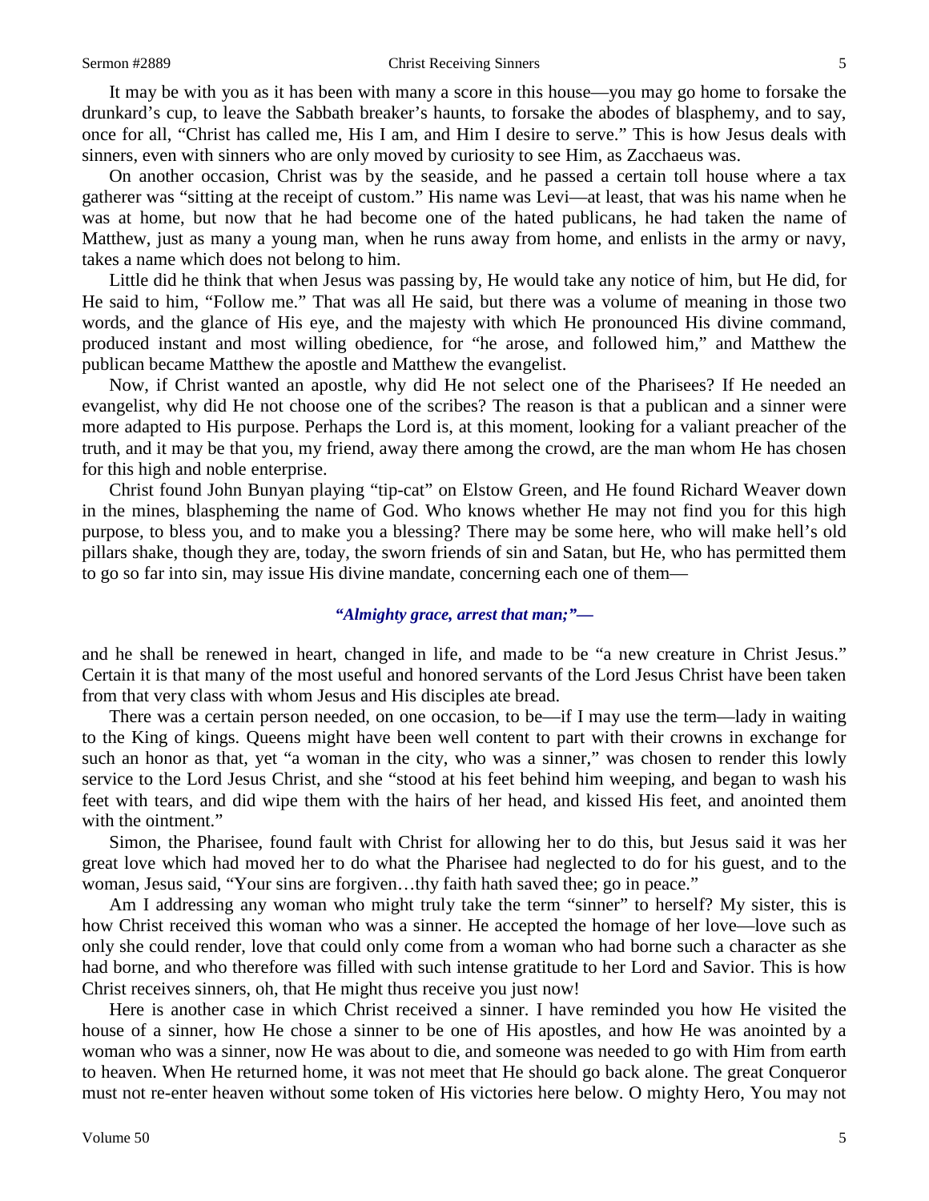It may be with you as it has been with many a score in this house—you may go home to forsake the drunkard's cup, to leave the Sabbath breaker's haunts, to forsake the abodes of blasphemy, and to say, once for all, "Christ has called me, His I am, and Him I desire to serve." This is how Jesus deals with sinners, even with sinners who are only moved by curiosity to see Him, as Zacchaeus was.

On another occasion, Christ was by the seaside, and he passed a certain toll house where a tax gatherer was "sitting at the receipt of custom." His name was Levi—at least, that was his name when he was at home, but now that he had become one of the hated publicans, he had taken the name of Matthew, just as many a young man, when he runs away from home, and enlists in the army or navy, takes a name which does not belong to him.

Little did he think that when Jesus was passing by, He would take any notice of him, but He did, for He said to him, "Follow me." That was all He said, but there was a volume of meaning in those two words, and the glance of His eye, and the majesty with which He pronounced His divine command, produced instant and most willing obedience, for "he arose, and followed him," and Matthew the publican became Matthew the apostle and Matthew the evangelist.

Now, if Christ wanted an apostle, why did He not select one of the Pharisees? If He needed an evangelist, why did He not choose one of the scribes? The reason is that a publican and a sinner were more adapted to His purpose. Perhaps the Lord is, at this moment, looking for a valiant preacher of the truth, and it may be that you, my friend, away there among the crowd, are the man whom He has chosen for this high and noble enterprise.

Christ found John Bunyan playing "tip-cat" on Elstow Green, and He found Richard Weaver down in the mines, blaspheming the name of God. Who knows whether He may not find you for this high purpose, to bless you, and to make you a blessing? There may be some here, who will make hell's old pillars shake, though they are, today, the sworn friends of sin and Satan, but He, who has permitted them to go so far into sin, may issue His divine mandate, concerning each one of them—

*"Almighty grace, arrest that man;"—*

and he shall be renewed in heart, changed in life, and made to be "a new creature in Christ Jesus." Certain it is that many of the most useful and honored servants of the Lord Jesus Christ have been taken from that very class with whom Jesus and His disciples ate bread.

There was a certain person needed, on one occasion, to be—if I may use the term—lady in waiting to the King of kings. Queens might have been well content to part with their crowns in exchange for such an honor as that, yet "a woman in the city, who was a sinner," was chosen to render this lowly service to the Lord Jesus Christ, and she "stood at his feet behind him weeping, and began to wash his feet with tears, and did wipe them with the hairs of her head, and kissed His feet, and anointed them with the ointment."

Simon, the Pharisee, found fault with Christ for allowing her to do this, but Jesus said it was her great love which had moved her to do what the Pharisee had neglected to do for his guest, and to the woman, Jesus said, "Your sins are forgiven…thy faith hath saved thee; go in peace."

Am I addressing any woman who might truly take the term "sinner" to herself? My sister, this is how Christ received this woman who was a sinner. He accepted the homage of her love—love such as only she could render, love that could only come from a woman who had borne such a character as she had borne, and who therefore was filled with such intense gratitude to her Lord and Savior. This is how Christ receives sinners, oh, that He might thus receive you just now!

Here is another case in which Christ received a sinner. I have reminded you how He visited the house of a sinner, how He chose a sinner to be one of His apostles, and how He was anointed by a woman who was a sinner, now He was about to die, and someone was needed to go with Him from earth to heaven. When He returned home, it was not meet that He should go back alone. The great Conqueror must not re-enter heaven without some token of His victories here below. O mighty Hero, You may not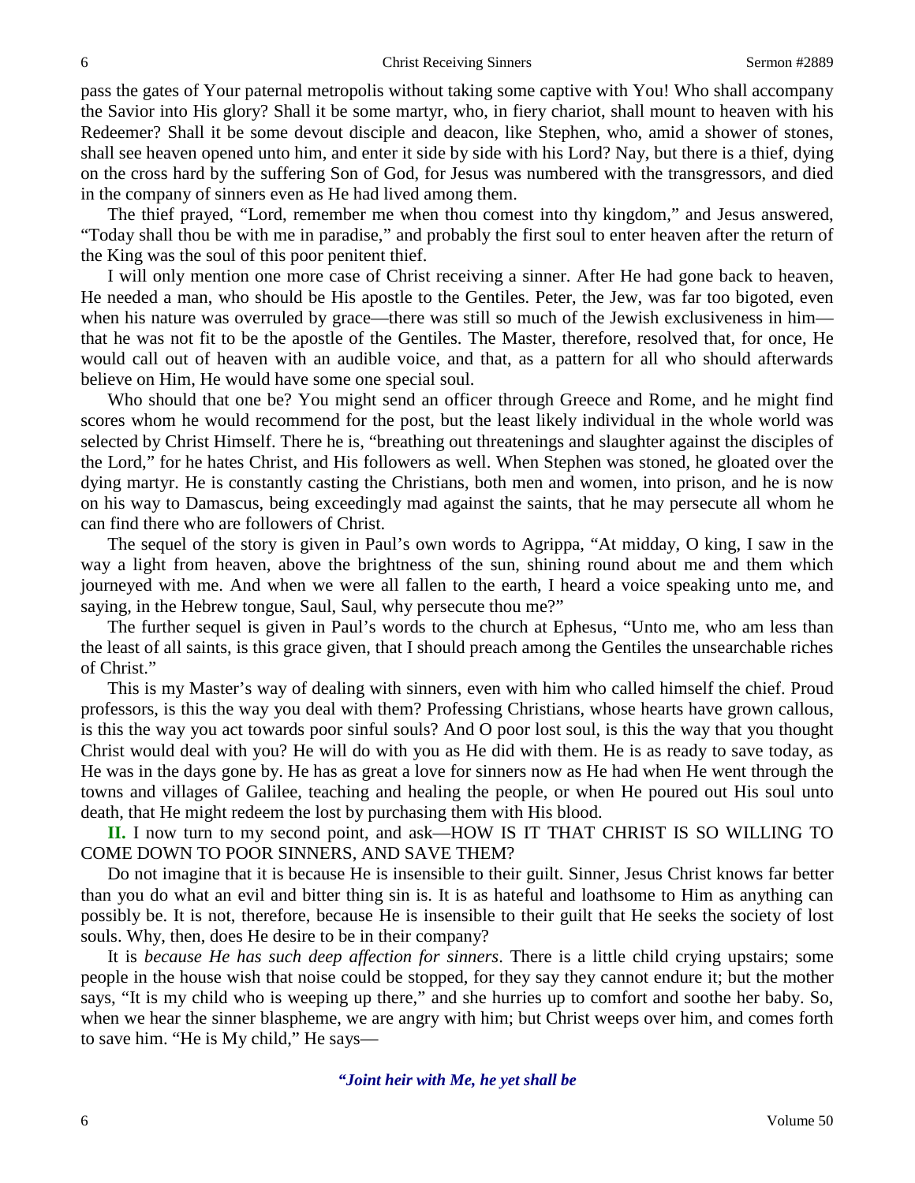pass the gates of Your paternal metropolis without taking some captive with You! Who shall accompany the Savior into His glory? Shall it be some martyr, who, in fiery chariot, shall mount to heaven with his Redeemer? Shall it be some devout disciple and deacon, like Stephen, who, amid a shower of stones, shall see heaven opened unto him, and enter it side by side with his Lord? Nay, but there is a thief, dying on the cross hard by the suffering Son of God, for Jesus was numbered with the transgressors, and died in the company of sinners even as He had lived among them.

The thief prayed, "Lord, remember me when thou comest into thy kingdom," and Jesus answered, "Today shall thou be with me in paradise," and probably the first soul to enter heaven after the return of the King was the soul of this poor penitent thief.

I will only mention one more case of Christ receiving a sinner. After He had gone back to heaven, He needed a man, who should be His apostle to the Gentiles. Peter, the Jew, was far too bigoted, even when his nature was overruled by grace—there was still so much of the Jewish exclusiveness in him—that he was not fit to be the apostle of the Gentiles. The Master, therefore, resolved that, for once, He would call out of heaven with an audible voice, and that, as a pattern for all who should afterwards believe on Him, He would have some one special soul.

Who should that one be? You might send an officer through Greece and Rome, and he might find scores whom he would recommend for the post, but the least likely individual in the whole world was selected by Christ Himself. There he is, "breathing out threatenings and slaughter against the disciples of the Lord," for he hates Christ, and His followers as well. When Stephen was stoned, he gloated over the dying martyr. He is constantly casting the Christians, both men and women, into prison, and he is now on his way to Damascus, being exceedingly mad against the saints, that he may persecute all whom he can find there who are followers of Christ.

The sequel of the story is given in Paul's own words to Agrippa, "At midday, O king, I saw in the way a light from heaven, above the brightness of the sun, shining round about me and them which journeyed with me. And when we were all fallen to the earth, I heard a voice speaking unto me, and saying, in the Hebrew tongue, Saul, Saul, why persecute thou me?"

The further sequel is given in Paul's words to the church at Ephesus, "Unto me, who am less than the least of all saints, is this grace given, that I should preach among the Gentiles the unsearchable riches of Christ."

This is my Master's way of dealing with sinners, even with him who called himself the chief. Proud professors, is this the way you deal with them? Professing Christians, whose hearts have grown callous, is this the way you act towards poor sinful souls? And O poor lost soul, is this the way that you thought Christ would deal with you? He will do with you as He did with them. He is as ready to save today, as He was in the days gone by. He has as great a love for sinners now as He had when He went through the towns and villages of Galilee, teaching and healing the people, or when He poured out His soul unto death, that He might redeem the lost by purchasing them with His blood.

**II.** I now turn to my second point, and ask—HOW IS IT THAT CHRIST IS SO WILLING TO COME DOWN TO POOR SINNERS, AND SAVE THEM?

Do not imagine that it is because He is insensible to their guilt. Sinner, Jesus Christ knows far better than you do what an evil and bitter thing sin is. It is as hateful and loathsome to Him as anything can possibly be. It is not, therefore, because He is insensible to their guilt that He seeks the society of lost souls. Why, then, does He desire to be in their company?

It is *because He has such deep affection for sinners*. There is a little child crying upstairs; some people in the house wish that noise could be stopped, for they say they cannot endure it; but the mother says, "It is my child who is weeping up there," and she hurries up to comfort and soothe her baby. So, when we hear the sinner blaspheme, we are angry with him; but Christ weeps over him, and comes forth to save him. "He is My child," He says—

*"Joint heir with Me, he yet shall be*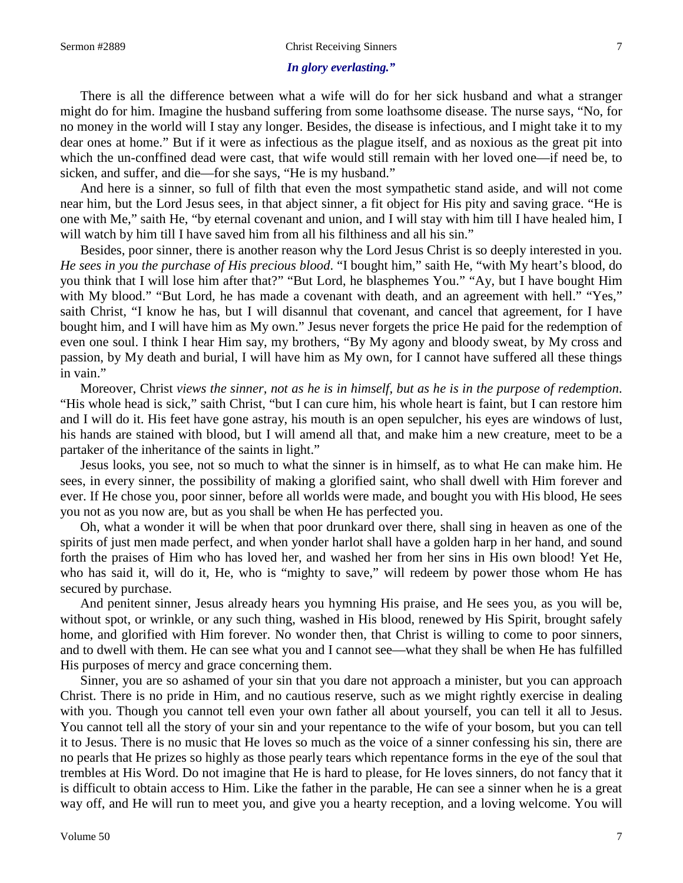*In glory everlasting."*

There is all the difference between what a wife will do for her sick husband and what a stranger might do for him. Imagine the husband suffering from some loathsome disease. The nurse says, "No, for no money in the world will I stay any longer. Besides, the disease is infectious, and I might take it to my dear ones at home." But if it were as infectious as the plague itself, and as noxious as the great pit into which the un-conffined dead were cast, that wife would still remain with her loved one—if need be, to sicken, and suffer, and die—for she says, "He is my husband."

And here is a sinner, so full of filth that even the most sympathetic stand aside, and will not come near him, but the Lord Jesus sees, in that abject sinner, a fit object for His pity and saving grace. "He is one with Me," saith He, "by eternal covenant and union, and I will stay with him till I have healed him, I will watch by him till I have saved him from all his filthiness and all his sin."

Besides, poor sinner, there is another reason why the Lord Jesus Christ is so deeply interested in you. *He sees in you the purchase of His precious blood*. "I bought him," saith He, "with My heart's blood, do you think that I will lose him after that?" "But Lord, he blasphemes You." "Ay, but I have bought Him with My blood." "But Lord, he has made a covenant with death, and an agreement with hell." "Yes," saith Christ, "I know he has, but I will disannul that covenant, and cancel that agreement, for I have bought him, and I will have him as My own." Jesus never forgets the price He paid for the redemption of even one soul. I think I hear Him say, my brothers, "By My agony and bloody sweat, by My cross and passion, by My death and burial, I will have him as My own, for I cannot have suffered all these things in vain."

Moreover, Christ *views the sinner, not as he is in himself, but as he is in the purpose of redemption*. "His whole head is sick," saith Christ, "but I can cure him, his whole heart is faint, but I can restore him and I will do it. His feet have gone astray, his mouth is an open sepulcher, his eyes are windows of lust, his hands are stained with blood, but I will amend all that, and make him a new creature, meet to be a partaker of the inheritance of the saints in light."

Jesus looks, you see, not so much to what the sinner is in himself, as to what He can make him. He sees, in every sinner, the possibility of making a glorified saint, who shall dwell with Him forever and ever. If He chose you, poor sinner, before all worlds were made, and bought you with His blood, He sees you not as you now are, but as you shall be when He has perfected you.

Oh, what a wonder it will be when that poor drunkard over there, shall sing in heaven as one of the spirits of just men made perfect, and when yonder harlot shall have a golden harp in her hand, and sound forth the praises of Him who has loved her, and washed her from her sins in His own blood! Yet He, who has said it, will do it, He, who is "mighty to save," will redeem by power those whom He has secured by purchase.

And penitent sinner, Jesus already hears you hymning His praise, and He sees you, as you will be, without spot, or wrinkle, or any such thing, washed in His blood, renewed by His Spirit, brought safely home, and glorified with Him forever. No wonder then, that Christ is willing to come to poor sinners, and to dwell with them. He can see what you and I cannot see—what they shall be when He has fulfilled His purposes of mercy and grace concerning them.

Sinner, you are so ashamed of your sin that you dare not approach a minister, but you can approach Christ. There is no pride in Him, and no cautious reserve, such as we might rightly exercise in dealing with you. Though you cannot tell even your own father all about yourself, you can tell it all to Jesus. You cannot tell all the story of your sin and your repentance to the wife of your bosom, but you can tell it to Jesus. There is no music that He loves so much as the voice of a sinner confessing his sin, there are no pearls that He prizes so highly as those pearly tears which repentance forms in the eye of the soul that trembles at His Word. Do not imagine that He is hard to please, for He loves sinners, do not fancy that it is difficult to obtain access to Him. Like the father in the parable, He can see a sinner when he is a great way off, and He will run to meet you, and give you a hearty reception, and a loving welcome. You will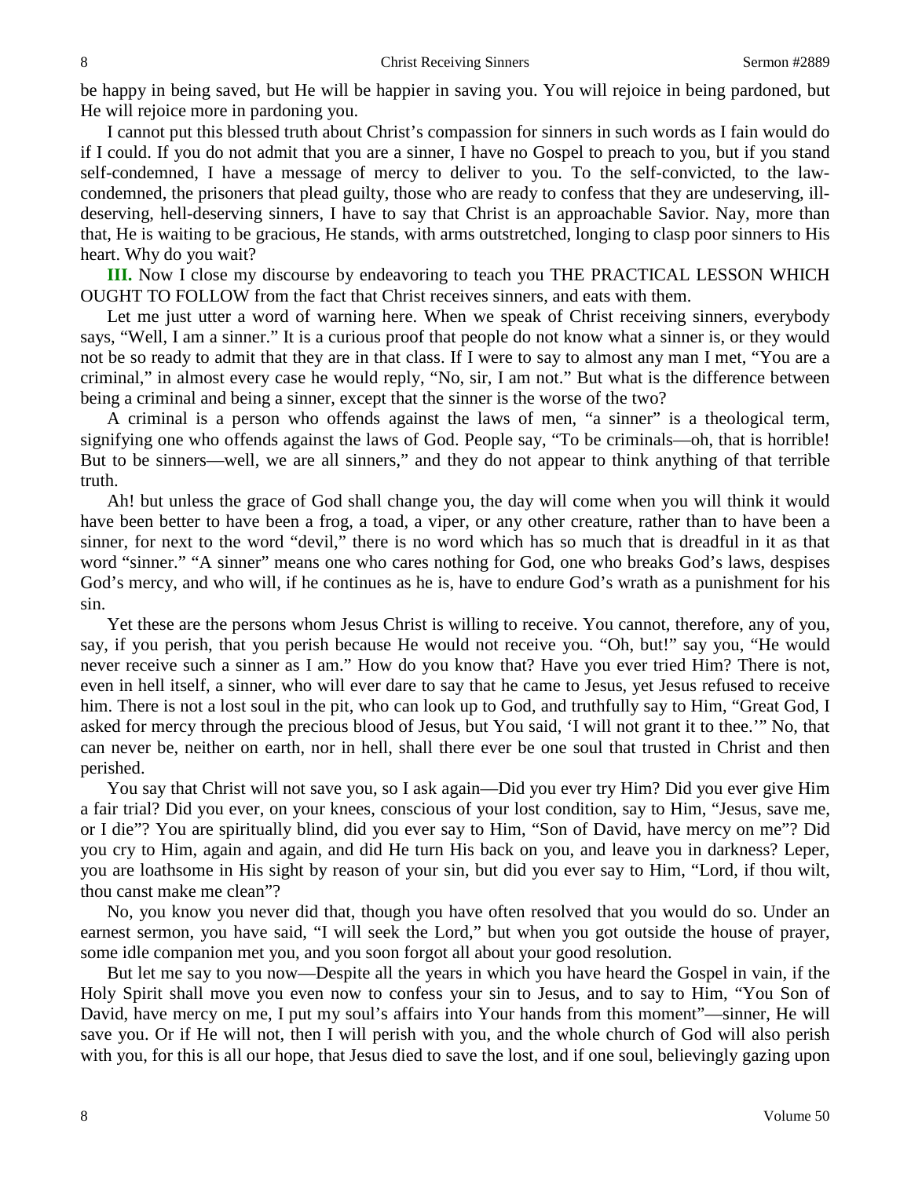be happy in being saved, but He will be happier in saving you. You will rejoice in being pardoned, but He will rejoice more in pardoning you.

I cannot put this blessed truth about Christ's compassion for sinners in such words as I fain would do if I could. If you do not admit that you are a sinner, I have no Gospel to preach to you, but if you stand self-condemned, I have a message of mercy to deliver to you. To the self-convicted, to the law-condemned, the prisoners that plead guilty, those who are ready to confess that they are undeserving, ill-deserving, hell-deserving sinners, I have to say that Christ is an approachable Savior. Nay, more than that, He is waiting to be gracious, He stands, with arms outstretched, longing to clasp poor sinners to His heart. Why do you wait?

**III.** Now I close my discourse by endeavoring to teach you THE PRACTICAL LESSON WHICH OUGHT TO FOLLOW from the fact that Christ receives sinners, and eats with them.

Let me just utter a word of warning here. When we speak of Christ receiving sinners, everybody says, "Well, I am a sinner." It is a curious proof that people do not know what a sinner is, or they would not be so ready to admit that they are in that class. If I were to say to almost any man I met, "You are a criminal," in almost every case he would reply, "No, sir, I am not." But what is the difference between being a criminal and being a sinner, except that the sinner is the worse of the two?

A criminal is a person who offends against the laws of men, "a sinner" is a theological term, signifying one who offends against the laws of God. People say, "To be criminals—oh, that is horrible! But to be sinners—well, we are all sinners," and they do not appear to think anything of that terrible truth.

Ah! but unless the grace of God shall change you, the day will come when you will think it would have been better to have been a frog, a toad, a viper, or any other creature, rather than to have been a sinner, for next to the word "devil," there is no word which has so much that is dreadful in it as that word "sinner." "A sinner" means one who cares nothing for God, one who breaks God's laws, despises God's mercy, and who will, if he continues as he is, have to endure God's wrath as a punishment for his sin.

Yet these are the persons whom Jesus Christ is willing to receive. You cannot, therefore, any of you, say, if you perish, that you perish because He would not receive you. "Oh, but!" say you, "He would never receive such a sinner as I am." How do you know that? Have you ever tried Him? There is not, even in hell itself, a sinner, who will ever dare to say that he came to Jesus, yet Jesus refused to receive him. There is not a lost soul in the pit, who can look up to God, and truthfully say to Him, "Great God, I asked for mercy through the precious blood of Jesus, but You said, 'I will not grant it to thee.'" No, that can never be, neither on earth, nor in hell, shall there ever be one soul that trusted in Christ and then perished.

You say that Christ will not save you, so I ask again—Did you ever try Him? Did you ever give Him a fair trial? Did you ever, on your knees, conscious of your lost condition, say to Him, "Jesus, save me, or I die"? You are spiritually blind, did you ever say to Him, "Son of David, have mercy on me"? Did you cry to Him, again and again, and did He turn His back on you, and leave you in darkness? Leper, you are loathsome in His sight by reason of your sin, but did you ever say to Him, "Lord, if thou wilt, thou canst make me clean"?

No, you know you never did that, though you have often resolved that you would do so. Under an earnest sermon, you have said, "I will seek the Lord," but when you got outside the house of prayer, some idle companion met you, and you soon forgot all about your good resolution.

But let me say to you now—Despite all the years in which you have heard the Gospel in vain, if the Holy Spirit shall move you even now to confess your sin to Jesus, and to say to Him, "You Son of David, have mercy on me, I put my soul's affairs into Your hands from this moment"—sinner, He will save you. Or if He will not, then I will perish with you, and the whole church of God will also perish with you, for this is all our hope, that Jesus died to save the lost, and if one soul, believingly gazing upon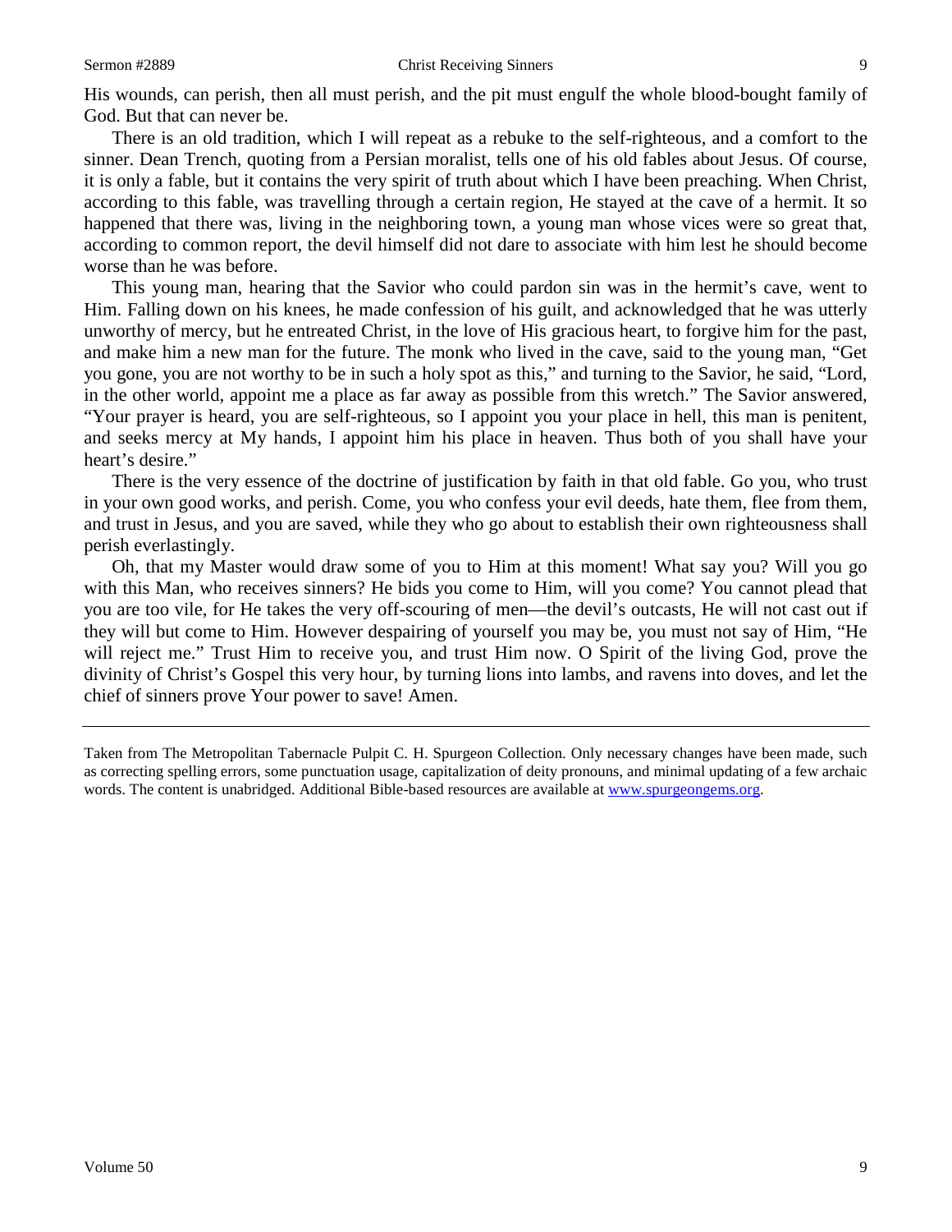His wounds, can perish, then all must perish, and the pit must engulf the whole blood-bought family of God. But that can never be.

There is an old tradition, which I will repeat as a rebuke to the self-righteous, and a comfort to the sinner. Dean Trench, quoting from a Persian moralist, tells one of his old fables about Jesus. Of course, it is only a fable, but it contains the very spirit of truth about which I have been preaching. When Christ, according to this fable, was travelling through a certain region, He stayed at the cave of a hermit. It so happened that there was, living in the neighboring town, a young man whose vices were so great that, according to common report, the devil himself did not dare to associate with him lest he should become worse than he was before.

This young man, hearing that the Savior who could pardon sin was in the hermit's cave, went to Him. Falling down on his knees, he made confession of his guilt, and acknowledged that he was utterly unworthy of mercy, but he entreated Christ, in the love of His gracious heart, to forgive him for the past, and make him a new man for the future. The monk who lived in the cave, said to the young man, "Get you gone, you are not worthy to be in such a holy spot as this," and turning to the Savior, he said, "Lord, in the other world, appoint me a place as far away as possible from this wretch." The Savior answered, "Your prayer is heard, you are self-righteous, so I appoint you your place in hell, this man is penitent, and seeks mercy at My hands, I appoint him his place in heaven. Thus both of you shall have your heart's desire."

There is the very essence of the doctrine of justification by faith in that old fable. Go you, who trust in your own good works, and perish. Come, you who confess your evil deeds, hate them, flee from them, and trust in Jesus, and you are saved, while they who go about to establish their own righteousness shall perish everlastingly.

Oh, that my Master would draw some of you to Him at this moment! What say you? Will you go with this Man, who receives sinners? He bids you come to Him, will you come? You cannot plead that you are too vile, for He takes the very off-scouring of men—the devil's outcasts, He will not cast out if they will but come to Him. However despairing of yourself you may be, you must not say of Him, "He will reject me." Trust Him to receive you, and trust Him now. O Spirit of the living God, prove the divinity of Christ's Gospel this very hour, by turning lions into lambs, and ravens into doves, and let the chief of sinners prove Your power to save! Amen.

---

Taken from The Metropolitan Tabernacle Pulpit C. H. Spurgeon Collection. Only necessary changes have been made, such as correcting spelling errors, some punctuation usage, capitalization of deity pronouns, and minimal updating of a few archaic words. The content is unabridged. Additional Bible-based resources are available at www.spurgeongems.org.